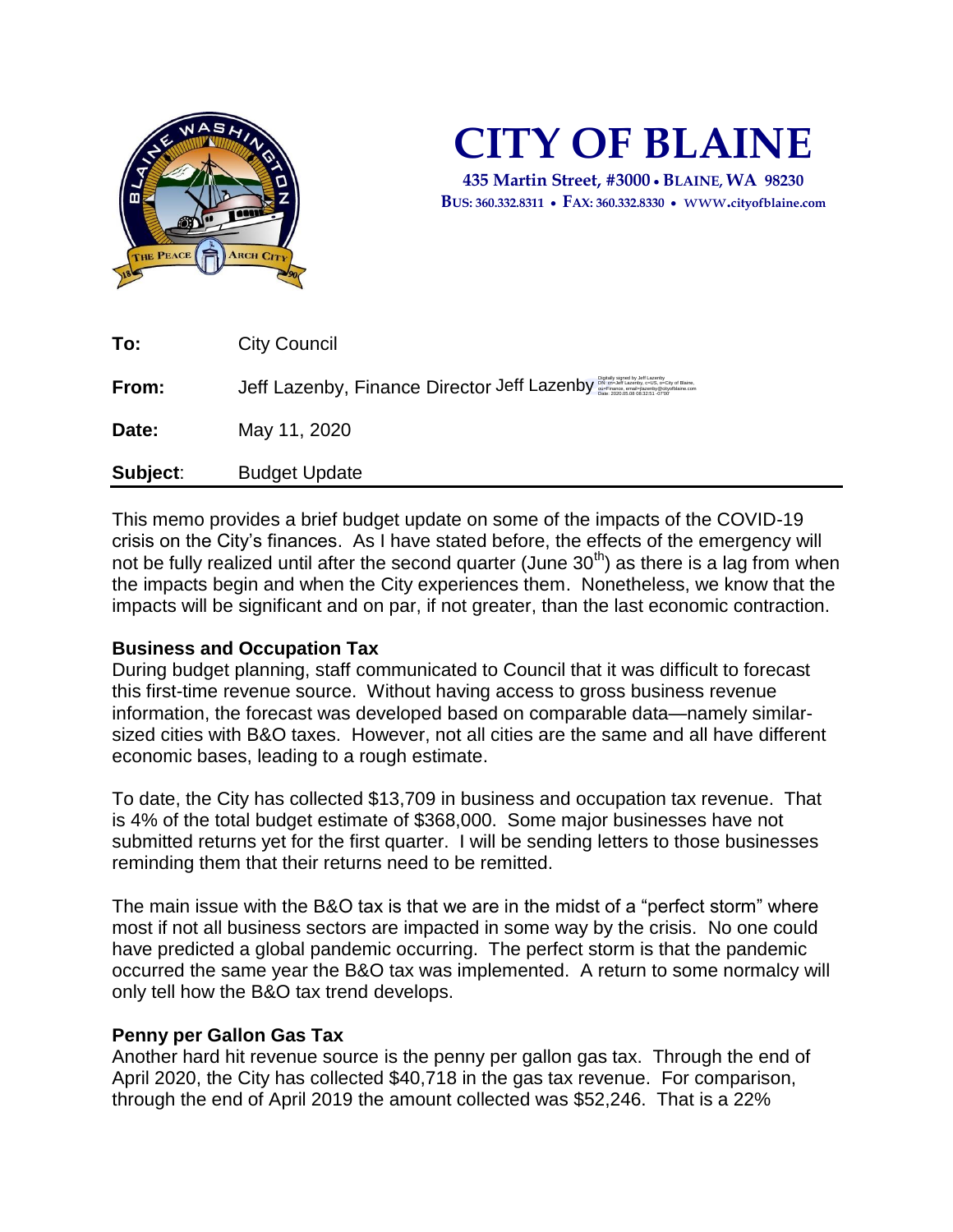# CITY OF BLAINE

**435 Martin Street, #3000 • BLAINE, WA 98230**
**BUS: 360.332.8311 • FAX: 360.332.8330 • WWW.cityofblaine.com**

**To:** City Council

**From:** Jeff Lazenby, Finance Director Jeff Lazenby

**Date:** May 11, 2020

**Subject:** Budget Update

This memo provides a brief budget update on some of the impacts of the COVID-19 crisis on the City's finances. As I have stated before, the effects of the emergency will not be fully realized until after the second quarter (June 30$^{th}$) as there is a lag from when the impacts begin and when the City experiences them. Nonetheless, we know that the impacts will be significant and on par, if not greater, than the last economic contraction.

**Business and Occupation Tax**

During budget planning, staff communicated to Council that it was difficult to forecast this first-time revenue source. Without having access to gross business revenue information, the forecast was developed based on comparable data—namely similar-sized cities with B&O taxes. However, not all cities are the same and all have different economic bases, leading to a rough estimate.

To date, the City has collected $13,709 in business and occupation tax revenue. That is 4% of the total budget estimate of $368,000. Some major businesses have not submitted returns yet for the first quarter. I will be sending letters to those businesses reminding them that their returns need to be remitted.

The main issue with the B&O tax is that we are in the midst of a "perfect storm" where most if not all business sectors are impacted in some way by the crisis. No one could have predicted a global pandemic occurring. The perfect storm is that the pandemic occurred the same year the B&O tax was implemented. A return to some normalcy will only tell how the B&O tax trend develops.

**Penny per Gallon Gas Tax**

Another hard hit revenue source is the penny per gallon gas tax. Through the end of April 2020, the City has collected $40,718 in the gas tax revenue. For comparison, through the end of April 2019 the amount collected was $52,246. That is a 22%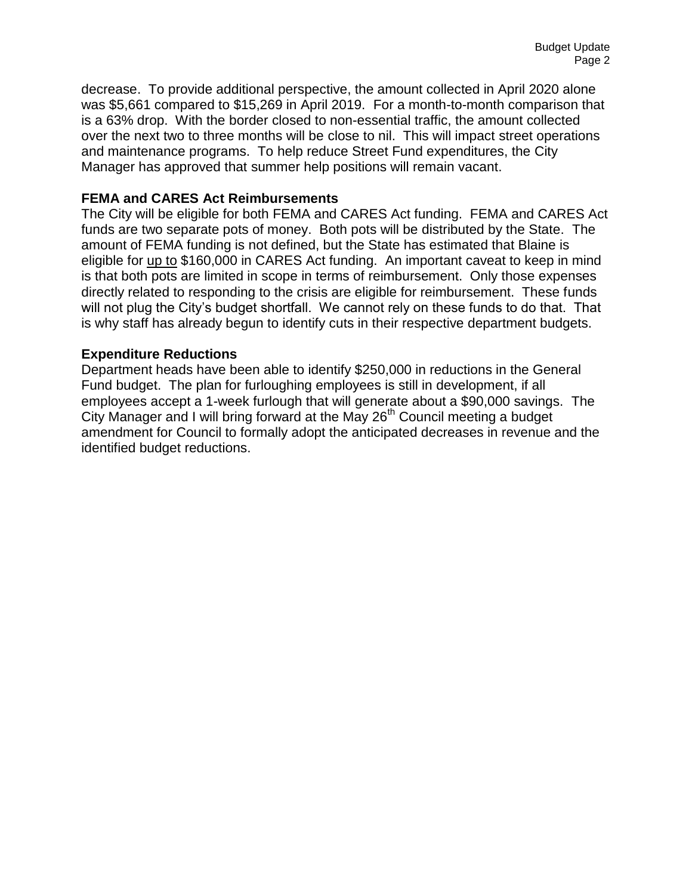decrease. To provide additional perspective, the amount collected in April 2020 alone was \$5,661 compared to \$15,269 in April 2019. For a month-to-month comparison that is a 63% drop. With the border closed to non-essential traffic, the amount collected over the next two to three months will be close to nil. This will impact street operations and maintenance programs. To help reduce Street Fund expenditures, the City Manager has approved that summer help positions will remain vacant.

**FEMA and CARES Act Reimbursements**

The City will be eligible for both FEMA and CARES Act funding. FEMA and CARES Act funds are two separate pots of money. Both pots will be distributed by the State. The amount of FEMA funding is not defined, but the State has estimated that Blaine is eligible for <u>up to</u> \$160,000 in CARES Act funding. An important caveat to keep in mind is that both pots are limited in scope in terms of reimbursement. Only those expenses directly related to responding to the crisis are eligible for reimbursement. These funds will not plug the City's budget shortfall. We cannot rely on these funds to do that. That is why staff has already begun to identify cuts in their respective department budgets.

**Expenditure Reductions**

Department heads have been able to identify \$250,000 in reductions in the General Fund budget. The plan for furloughing employees is still in development, if all employees accept a 1-week furlough that will generate about a \$90,000 savings. The City Manager and I will bring forward at the May 26th Council meeting a budget amendment for Council to formally adopt the anticipated decreases in revenue and the identified budget reductions.